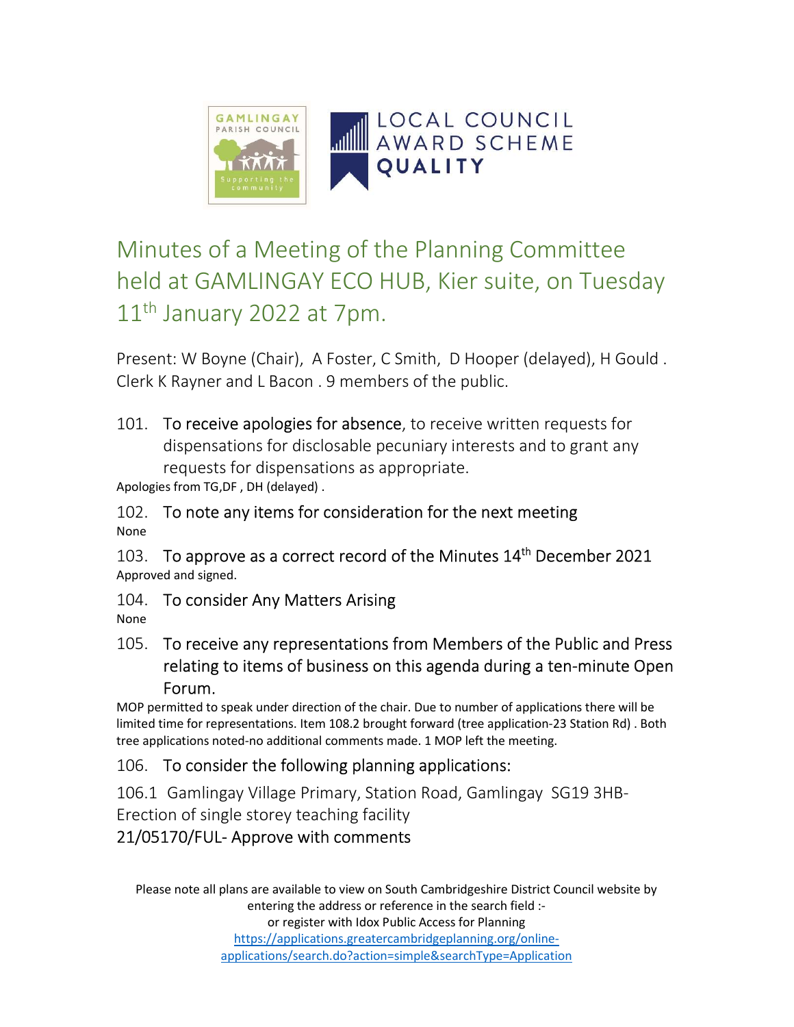GAMLINGAY PARISH COUNCIL
Supporting the community

LOCAL COUNCIL AWARD SCHEME
QUALITY

# Minutes of a Meeting of the Planning Committee held at GAMLINGAY ECO HUB, Kier suite, on Tuesday 11th January 2022 at 7pm.

Present: W Boyne (Chair), A Foster, C Smith, D Hooper (delayed), H Gould . Clerk K Rayner and L Bacon . 9 members of the public.

101. To receive apologies for absence, to receive written requests for dispensations for disclosable pecuniary interests and to grant any requests for dispensations as appropriate.

Apologies from TG,DF , DH (delayed) .

102. To note any items for consideration for the next meeting

None

103. To approve as a correct record of the Minutes 14th December 2021

Approved and signed.

104. To consider Any Matters Arising

None

105. To receive any representations from Members of the Public and Press relating to items of business on this agenda during a ten-minute Open Forum.

MOP permitted to speak under direction of the chair. Due to number of applications there will be limited time for representations. Item 108.2 brought forward (tree application-23 Station Rd) . Both tree applications noted-no additional comments made. 1 MOP left the meeting.

106. To consider the following planning applications:

106.1 Gamlingay Village Primary, Station Road, Gamlingay SG19 3HB- Erection of single storey teaching facility

21/05170/FUL- Approve with comments

Please note all plans are available to view on South Cambridgeshire District Council website by entering the address or reference in the search field :- or register with Idox Public Access for Planning
https://applications.greatercambridgeplanning.org/online-applications/search.do?action=simple&searchType=Application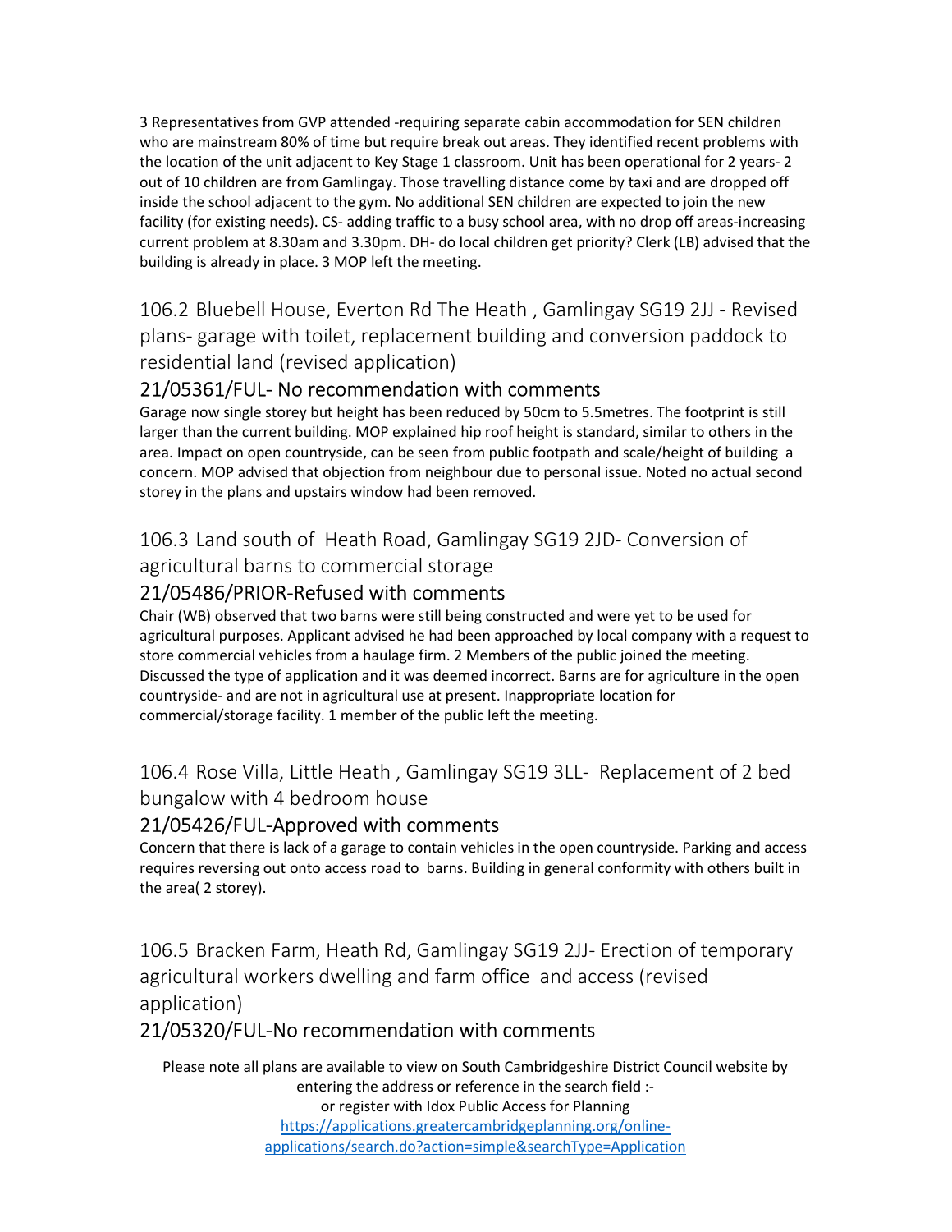3 Representatives from GVP attended -requiring separate cabin accommodation for SEN children who are mainstream 80% of time but require break out areas. They identified recent problems with the location of the unit adjacent to Key Stage 1 classroom. Unit has been operational for 2 years- 2 out of 10 children are from Gamlingay. Those travelling distance come by taxi and are dropped off inside the school adjacent to the gym. No additional SEN children are expected to join the new facility (for existing needs). CS- adding traffic to a busy school area, with no drop off areas-increasing current problem at 8.30am and 3.30pm. DH- do local children get priority? Clerk (LB) advised that the building is already in place. 3 MOP left the meeting.

## 106.2 Bluebell House, Everton Rd The Heath , Gamlingay SG19 2JJ - Revised plans- garage with toilet, replacement building and conversion paddock to residential land (revised application)

### 21/05361/FUL- No recommendation with comments

Garage now single storey but height has been reduced by 50cm to 5.5metres. The footprint is still larger than the current building. MOP explained hip roof height is standard, similar to others in the area. Impact on open countryside, can be seen from public footpath and scale/height of building a concern. MOP advised that objection from neighbour due to personal issue. Noted no actual second storey in the plans and upstairs window had been removed.

## 106.3 Land south of Heath Road, Gamlingay SG19 2JD- Conversion of agricultural barns to commercial storage

### 21/05486/PRIOR-Refused with comments

Chair (WB) observed that two barns were still being constructed and were yet to be used for agricultural purposes. Applicant advised he had been approached by local company with a request to store commercial vehicles from a haulage firm. 2 Members of the public joined the meeting. Discussed the type of application and it was deemed incorrect. Barns are for agriculture in the open countryside- and are not in agricultural use at present. Inappropriate location for commercial/storage facility. 1 member of the public left the meeting.

## 106.4 Rose Villa, Little Heath , Gamlingay SG19 3LL- Replacement of 2 bed bungalow with 4 bedroom house

### 21/05426/FUL-Approved with comments

Concern that there is lack of a garage to contain vehicles in the open countryside. Parking and access requires reversing out onto access road to barns. Building in general conformity with others built in the area( 2 storey).

## 106.5 Bracken Farm, Heath Rd, Gamlingay SG19 2JJ- Erection of temporary agricultural workers dwelling and farm office and access (revised application)

### 21/05320/FUL-No recommendation with comments

Please note all plans are available to view on South Cambridgeshire District Council website by entering the address or reference in the search field :-
or register with Idox Public Access for Planning
https://applications.greatercambridgeplanning.org/online-applications/search.do?action=simple&searchType=Application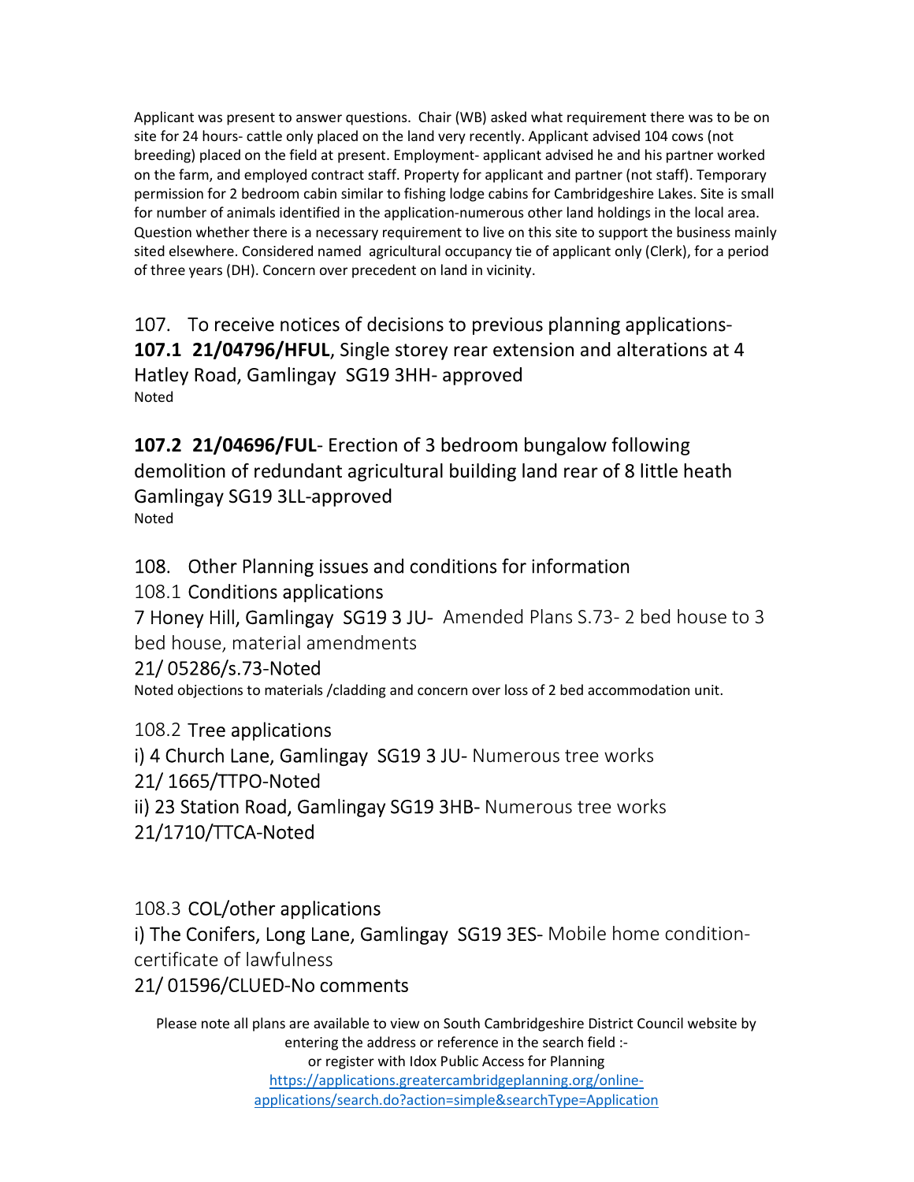Applicant was present to answer questions. Chair (WB) asked what requirement there was to be on site for 24 hours- cattle only placed on the land very recently. Applicant advised 104 cows (not breeding) placed on the field at present. Employment- applicant advised he and his partner worked on the farm, and employed contract staff. Property for applicant and partner (not staff). Temporary permission for 2 bedroom cabin similar to fishing lodge cabins for Cambridgeshire Lakes. Site is small for number of animals identified in the application-numerous other land holdings in the local area. Question whether there is a necessary requirement to live on this site to support the business mainly sited elsewhere. Considered named agricultural occupancy tie of applicant only (Clerk), for a period of three years (DH). Concern over precedent on land in vicinity.

107. To receive notices of decisions to previous planning applications-

**107.1 21/04796/HFUL**, Single storey rear extension and alterations at 4 Hatley Road, Gamlingay SG19 3HH- approved

Noted

**107.2 21/04696/FUL**- Erection of 3 bedroom bungalow following demolition of redundant agricultural building land rear of 8 little heath Gamlingay SG19 3LL-approved

Noted

108. Other Planning issues and conditions for information

108.1 Conditions applications

7 Honey Hill, Gamlingay SG19 3 JU- Amended Plans S.73- 2 bed house to 3 bed house, material amendments

21/ 05286/s.73-Noted

Noted objections to materials /cladding and concern over loss of 2 bed accommodation unit.

108.2 Tree applications

i) 4 Church Lane, Gamlingay SG19 3 JU- Numerous tree works

21/ 1665/TTPO-Noted

ii) 23 Station Road, Gamlingay SG19 3HB- Numerous tree works

21/1710/TTCA-Noted

108.3 COL/other applications

i) The Conifers, Long Lane, Gamlingay SG19 3ES- Mobile home condition- certificate of lawfulness

21/ 01596/CLUED-No comments

Please note all plans are available to view on South Cambridgeshire District Council website by entering the address or reference in the search field :-
or register with Idox Public Access for Planning
https://applications.greatercambridgeplanning.org/online-applications/search.do?action=simple&searchType=Application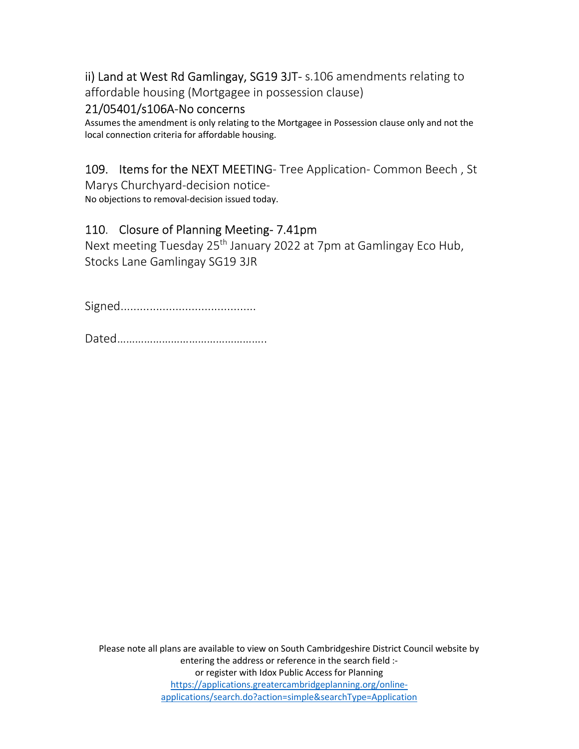ii) Land at West Rd Gamlingay, SG19 3JT- s.106 amendments relating to affordable housing (Mortgagee in possession clause)

21/05401/s106A-No concerns

Assumes the amendment is only relating to the Mortgagee in Possession clause only and not the local connection criteria for affordable housing.

109. Items for the NEXT MEETING- Tree Application- Common Beech , St Marys Churchyard-decision notice-

No objections to removal-decision issued today.

110. Closure of Planning Meeting- 7.41pm

Next meeting Tuesday 25th January 2022 at 7pm at Gamlingay Eco Hub, Stocks Lane Gamlingay SG19 3JR

Signed.........................................

Dated…………………………………………..

Please note all plans are available to view on South Cambridgeshire District Council website by entering the address or reference in the search field :-
or register with Idox Public Access for Planning
https://applications.greatercambridgeplanning.org/online-applications/search.do?action=simple&searchType=Application